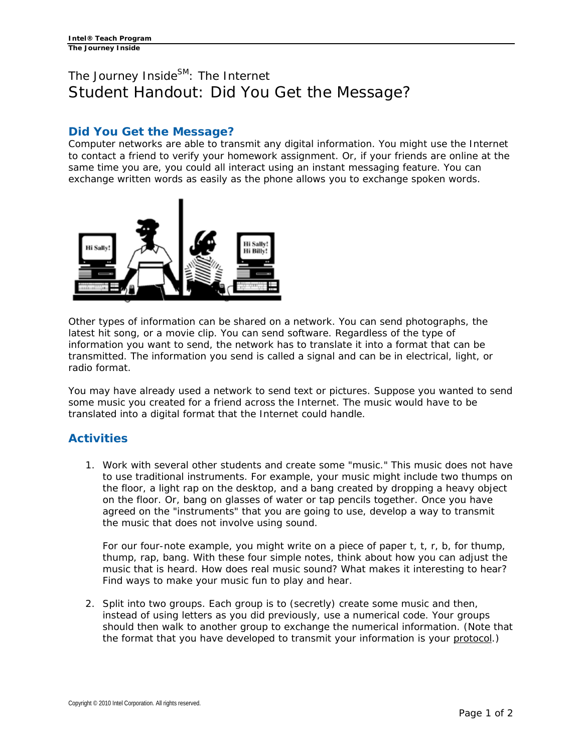# The Journey Inside[SM]: The Internet
# Student Handout: Did You Get the Message?

## Did You Get the Message?

Computer networks are able to transmit any digital information. You might use the Internet to contact a friend to verify your homework assignment. Or, if your friends are online at the same time you are, you could all interact using an instant messaging feature. You can exchange written words as easily as the phone allows you to exchange spoken words.

Other types of information can be shared on a network. You can send photographs, the latest hit song, or a movie clip. You can send software. Regardless of the type of information you want to send, the network has to translate it into a format that can be transmitted. The information you send is called a signal and can be in electrical, light, or radio format.

You may have already used a network to send text or pictures. Suppose you wanted to send some music you created for a friend across the Internet. The music would have to be translated into a digital format that the Internet could handle.

## Activities

1. Work with several other students and create some "music." This music does not have to use traditional instruments. For example, your music might include two thumps on the floor, a light rap on the desktop, and a bang created by dropping a heavy object on the floor. Or, bang on glasses of water or tap pencils together. Once you have agreed on the "instruments" that you are going to use, develop a way to transmit the music that does not involve using sound.

   For our four-note example, you might write on a piece of paper t, t, r, b, for thump, thump, rap, bang. With these four simple notes, think about how you can adjust the music that is heard. How does real music sound? What makes it interesting to hear? Find ways to make your music fun to play and hear.

2. Split into two groups. Each group is to (secretly) create some music and then, instead of using letters as you did previously, use a numerical code. Your groups should then walk to another group to exchange the numerical information. (Note that the format that you have developed to transmit your information is your protocol.)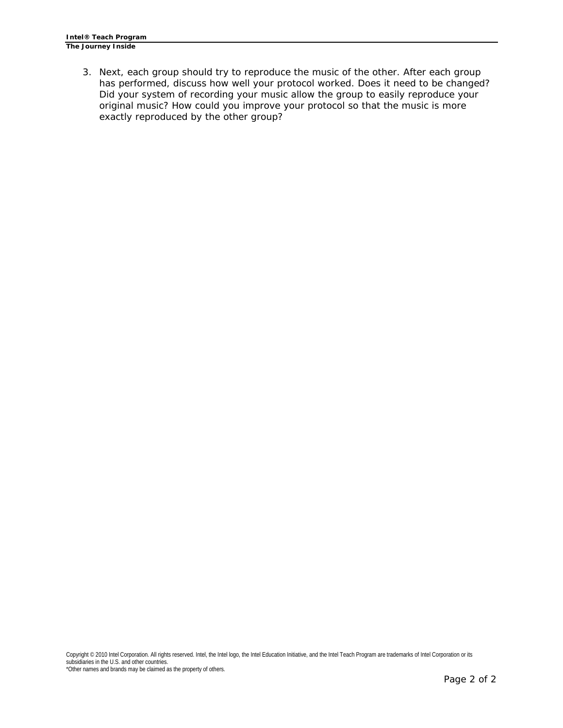3. Next, each group should try to reproduce the music of the other. After each group has performed, discuss how well your protocol worked. Does it need to be changed? Did your system of recording your music allow the group to easily reproduce your original music? How could you improve your protocol so that the music is more exactly reproduced by the other group?